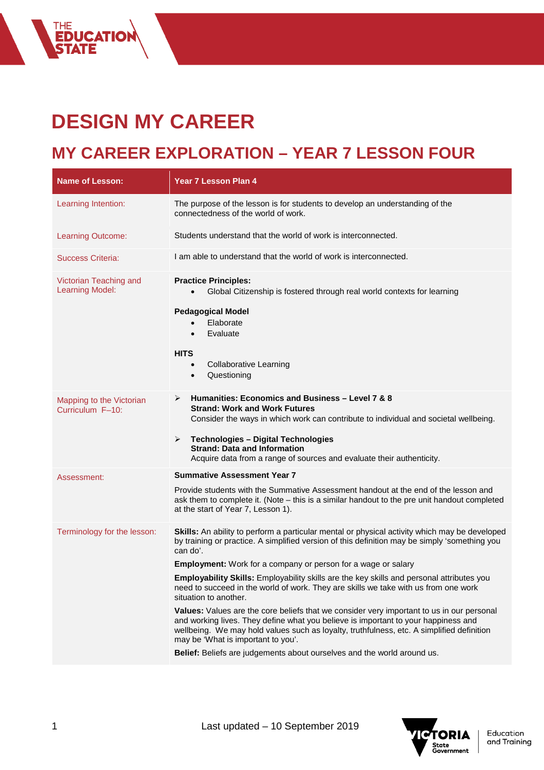# DESIGN MY CAREER

## MY CAREER EXPLORATION – YEAR 7 LESSON FOUR

| Name of Leson: | Year 7 Lesson Plan 4 |
|---|---|
| Learning Intention: | The purpose of the lesson is for students to develop an understanding of the connectedness of the world of work. |
| Learning Outcome: | Students understand that the world of work is interconnected. |
| Success Criteria: | I am able to understand that the world of work is interconnected. |
| Victorian Teaching and Learning Model: | **Practice Principles:**<br>• Global Citizenship is fostered through real world contexts for learning<br><br>**Pedagogical Model**<br>• Elaborate<br>• Evaluate<br><br>**HITS**<br>• Collaborative Learning<br>• Questioning |
| Mapping to the Victorian Curriculum F–10: | ➢ **Humanities: Economics and Business – Level 7 & 8**<br>**Strand: Work and Work Futures**<br>Consider the ways in which work can contribute to individual and societal wellbeing.<br><br>➢ **Technologies – Digital Technologies**<br>**Strand: Data and Information**<br>Acquire data from a range of sources and evaluate their authenticity. |
| Assessment: | **Summative Assessment Year 7**<br><br>Provide students with the Summative Assessment handout at the end of the lesson and ask them to complete it. (Note – this is a similar handout to the pre unit handout completed at the start of Year 7, Lesson 1). |
| Terminology for the lesson: | **Skills:** An ability to perform a particular mental or physical activity which may be developed by training or practice. A simplified version of this definition may be simply 'something you can do'.<br><br>**Employment:** Work for a company or person for a wage or salary<br><br>**Employability Skills:** Employability skills are the key skills and personal attributes you need to succeed in the world of work. They are skills we take with us from one work situation to another.<br><br>**Values:** Values are the core beliefs that we consider very important to us in our personal and working lives. They define what you believe is important to your happiness and wellbeing. We may hold values such as loyalty, truthfulness, etc. A simplified definition may be 'What is important to you'.<br><br>**Belief:** Beliefs are judgements about ourselves and the world around us. |

Last updated – 10 September 2019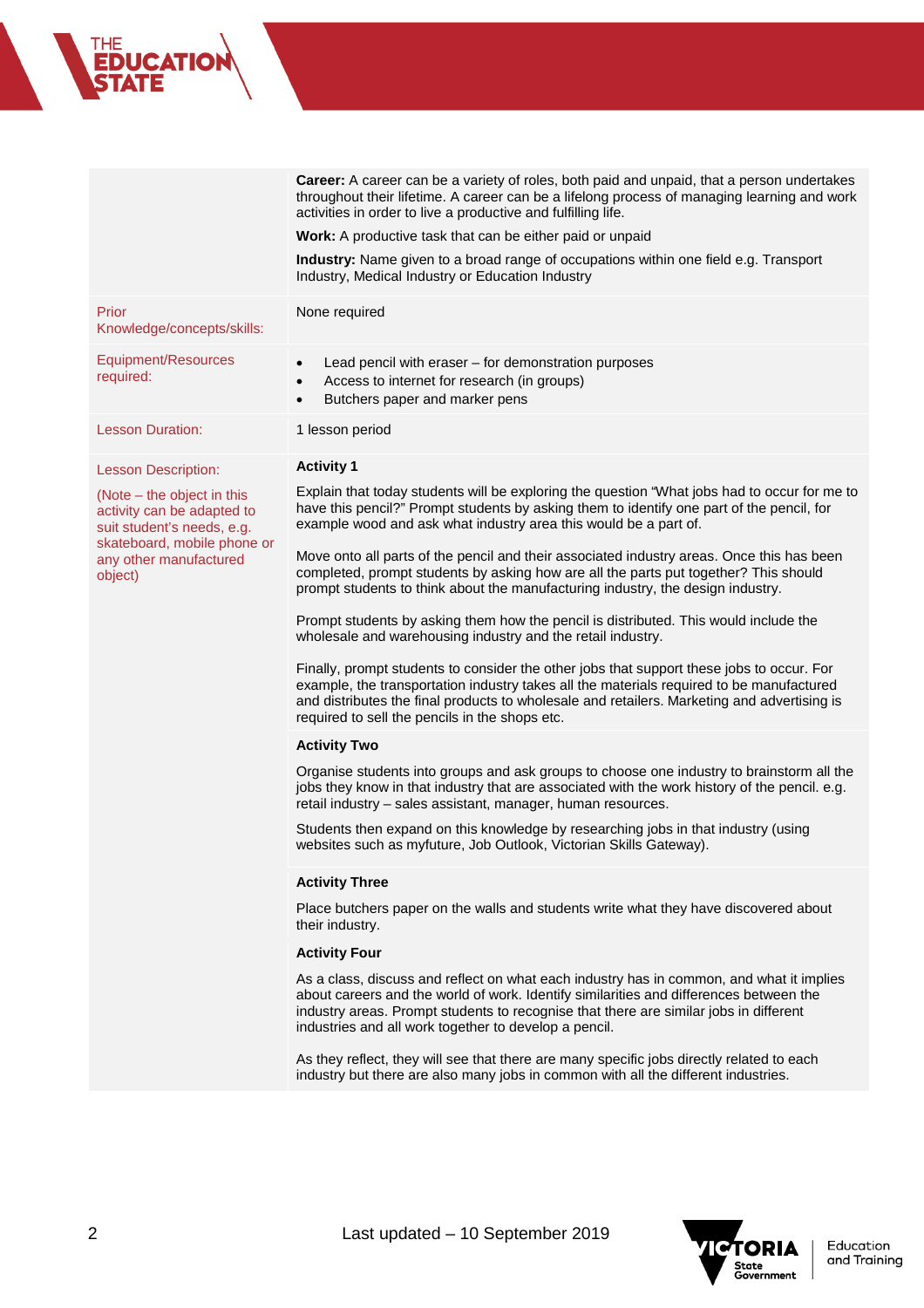| | |
|---|---|
| | **Career:** A career can be a variety of roles, both paid and unpaid, that a person undertakes throughout their lifetime. A career can be a lifelong process of managing learning and work activities in order to live a productive and fulfilling life.<br><br>**Work:** A productive task that can be either paid or unpaid<br><br>**Industry:** Name given to a broad range of occupations within one field e.g. Transport Industry, Medical Industry or Education Industry |
| Prior Knowledge/concepts/skills: | None required |
| Equipment/Resources required: | • Lead pencil with eraser – for demonstration purposes<br>• Access to internet for research (in groups)<br>• Butchers paper and marker pens |
| Lesson Duration: | 1 lesson period |
| Lesson Description:<br><br>(Note – the object in this activity can be adapted to suit student's needs, e.g. skateboard, mobile phone or any other manufactured object) | **Activity 1**<br><br>Explain that today students will be exploring the question "What jobs had to occur for me to have this pencil?" Prompt students by asking them to identify one part of the pencil, for example wood and ask what industry area this would be a part of.<br><br>Move onto all parts of the pencil and their associated industry areas. Once this has been completed, prompt students by asking how are all the parts put together? This should prompt students to think about the manufacturing industry, the design industry.<br><br>Prompt students by asking them how the pencil is distributed. This would include the wholesale and warehousing industry and the retail industry.<br><br>Finally, prompt students to consider the other jobs that support these jobs to occur. For example, the transportation industry takes all the materials required to be manufactured and distributes the final products to wholesale and retailers. Marketing and advertising is required to sell the pencils in the shops etc. |
| | **Activity Two**<br><br>Organise students into groups and ask groups to choose one industry to brainstorm all the jobs they know in that industry that are associated with the work history of the pencil. e.g. retail industry – sales assistant, manager, human resources.<br><br>Students then expand on this knowledge by researching jobs in that industry (using websites such as myfuture, Job Outlook, Victorian Skills Gateway). |
| | **Activity Three**<br><br>Place butchers paper on the walls and students write what they have discovered about their industry.<br><br>**Activity Four**<br><br>As a class, discuss and reflect on what each industry has in common, and what it implies about careers and the world of work. Identify similarities and differences between the industry areas. Prompt students to recognise that there are similar jobs in different industries and all work together to develop a pencil.<br><br>As they reflect, they will see that there are many specific jobs directly related to each industry but there are also many jobs in common with all the different industries. |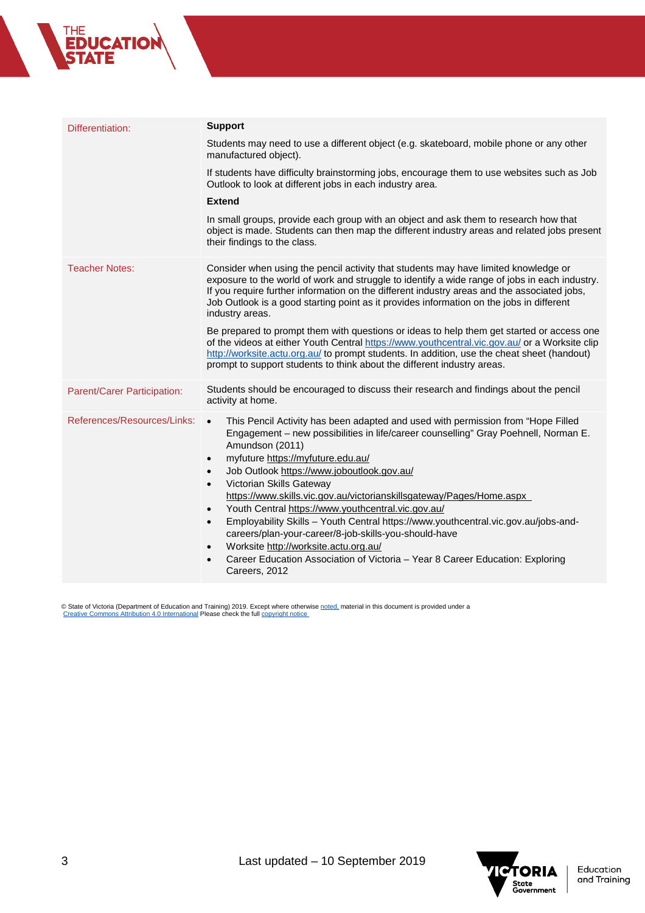| | |
|---|---|
| Differentiation: | **Support**<br>Students may need to use a different object (e.g. skateboard, mobile phone or any other manufactured object).<br>If students have difficulty brainstorming jobs, encourage them to use websites such as Job Outlook to look at different jobs in each industry area.<br>**Extend**<br>In small groups, provide each group with an object and ask them to research how that object is made. Students can then map the different industry areas and related jobs present their findings to the class. |
| Teacher Notes: | Consider when using the pencil activity that students may have limited knowledge or exposure to the world of work and struggle to identify a wide range of jobs in each industry. If you require further information on the different industry areas and the associated jobs, Job Outlook is a good starting point as it provides information on the jobs in different industry areas.<br>Be prepared to prompt them with questions or ideas to help them get started or access one of the videos at either Youth Central https://www.youthcentral.vic.gov.au/ or a Worksite clip http://worksite.actu.org.au/ to prompt students. In addition, use the cheat sheet (handout) prompt to support students to think about the different industry areas. |
| Parent/Carer Participation: | Students should be encouraged to discuss their research and findings about the pencil activity at home. |
| References/Resources/Links: | • This Pencil Activity has been adapted and used with permission from "Hope Filled Engagement – new possibilities in life/career counselling" Gray Poehnell, Norman E. Amundson (2011)<br>• myfuture https://myfuture.edu.au/<br>• Job Outlook https://www.joboutlook.gov.au/<br>• Victorian Skills Gateway https://www.skills.vic.gov.au/victorianskillsgateway/Pages/Home.aspx<br>• Youth Central https://www.youthcentral.vic.gov.au/<br>• Employability Skills – Youth Central https://www.youthcentral.vic.gov.au/jobs-and-careers/plan-your-career/8-job-skills-you-should-have<br>• Worksite http://worksite.actu.org.au/<br>• Career Education Association of Victoria – Year 8 Career Education: Exploring Careers, 2012 |

© State of Victoria (Department of Education and Training) 2019. Except where otherwise noted, material in this document is provided under a Creative Commons Attribution 4.0 International Please check the full copyright notice

Last updated – 10 September 2019